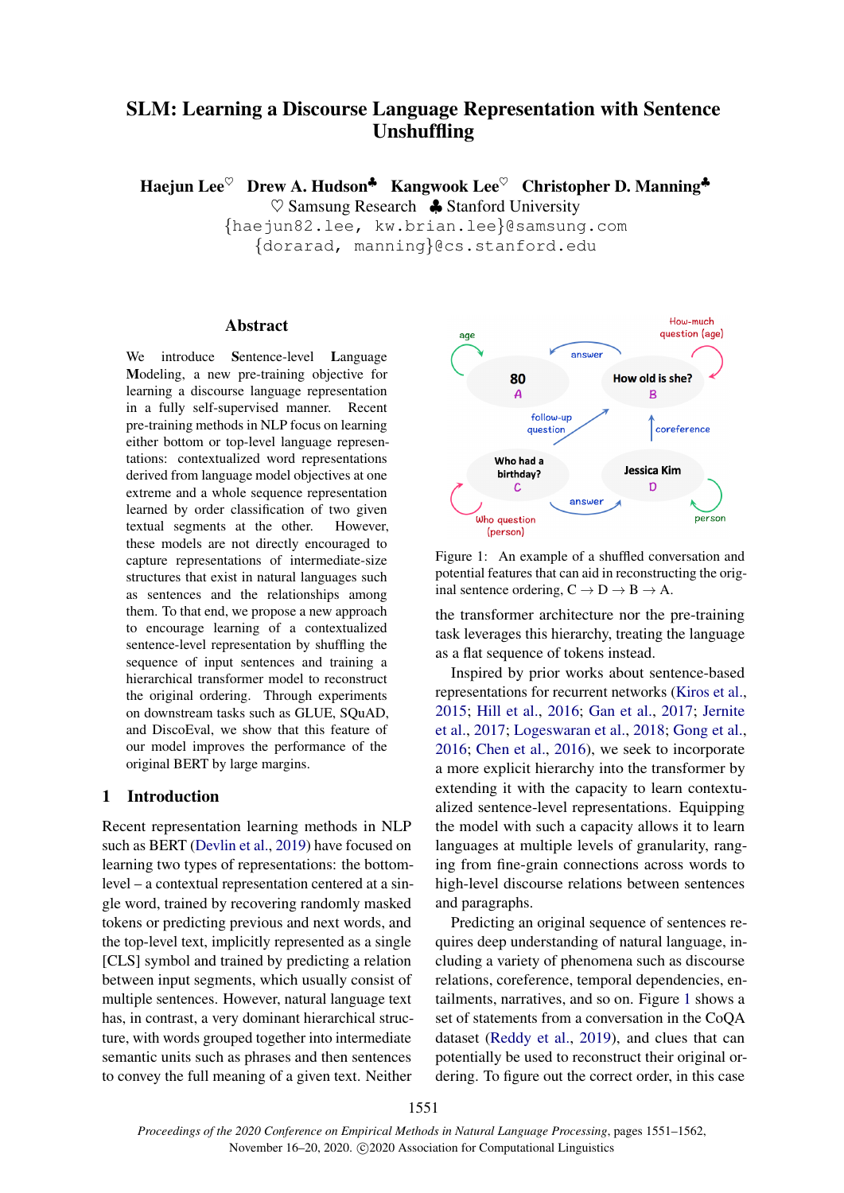# SLM: Learning a Discourse Language Representation with Sentence Unshuffling

**Haejun Lee**[♡] **Drew A. Hudson**[♣] **Kangwook Lee**[♡] **Christopher D. Manning**[♣]

♡ Samsung Research ♣ Stanford University

{haejun82.lee, kw.brian.lee}@samsung.com

{dorarad, manning}@cs.stanford.edu

## Abstract

We introduce **S**entence-level **L**anguage **M**odeling, a new pre-training objective for learning a discourse language representation in a fully self-supervised manner. Recent pre-training methods in NLP focus on learning either bottom or top-level language representations: contextualized word representations derived from language model objectives at one extreme and a whole sequence representation learned by order classification of two given textual segments at the other. However, these models are not directly encouraged to capture representations of intermediate-size structures that exist in natural languages such as sentences and the relationships among them. To that end, we propose a new approach to encourage learning of a contextualized sentence-level representation by shuffling the sequence of input sentences and training a hierarchical transformer model to reconstruct the original ordering. Through experiments on downstream tasks such as GLUE, SQuAD, and DiscoEval, we show that this feature of our model improves the performance of the original BERT by large margins.

## 1 Introduction

Recent representation learning methods in NLP such as BERT (Devlin et al., 2019) have focused on learning two types of representations: the bottom-level – a contextual representation centered at a single word, trained by recovering randomly masked tokens or predicting previous and next words, and the top-level text, implicitly represented as a single [CLS] symbol and trained by predicting a relation between input segments, which usually consist of multiple sentences. However, natural language text has, in contrast, a very dominant hierarchical structure, with words grouped together into intermediate semantic units such as phrases and then sentences to convey the full meaning of a given text. Neither the transformer architecture nor the pre-training task leverages this hierarchy, treating the language as a flat sequence of tokens instead.

Figure 1: An example of a shuffled conversation and potential features that can aid in reconstructing the original sentence ordering, C → D → B → A.

Inspired by prior works about sentence-based representations for recurrent networks (Kiros et al., 2015; Hill et al., 2016; Gan et al., 2017; Jernite et al., 2017; Logeswaran et al., 2018; Gong et al., 2016; Chen et al., 2016), we seek to incorporate a more explicit hierarchy into the transformer by extending it with the capacity to learn contextualized sentence-level representations. Equipping the model with such a capacity allows it to learn languages at multiple levels of granularity, ranging from fine-grain connections across words to high-level discourse relations between sentences and paragraphs.

Predicting an original sequence of sentences requires deep understanding of natural language, including a variety of phenomena such as discourse relations, coreference, temporal dependencies, entailments, narratives, and so on. Figure 1 shows a set of statements from a conversation in the CoQA dataset (Reddy et al., 2019), and clues that can potentially be used to reconstruct their original ordering. To figure out the correct order, in this case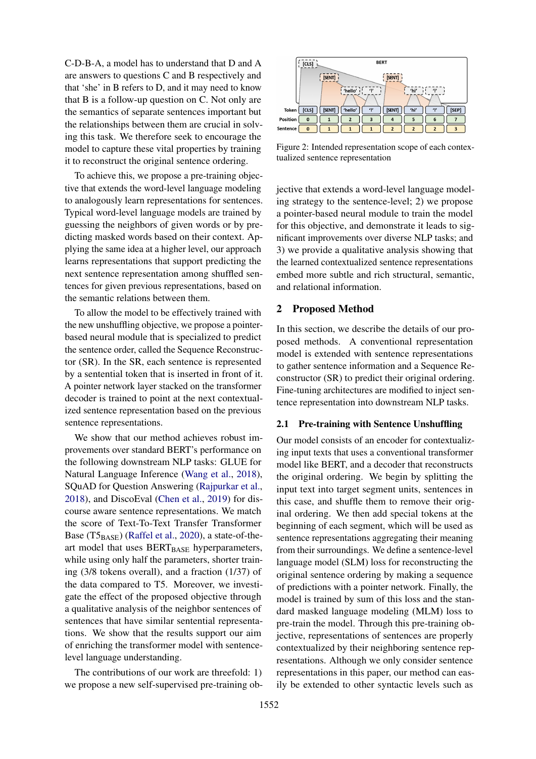C-D-B-A, a model has to understand that D and A are answers to questions C and B respectively and that 'she' in B refers to D, and it may need to know that B is a follow-up question on C. Not only are the semantics of separate sentences important but the relationships between them are crucial in solving this task. We therefore seek to encourage the model to capture these vital properties by training it to reconstruct the original sentence ordering.

To achieve this, we propose a pre-training objective that extends the word-level language modeling to analogously learn representations for sentences. Typical word-level language models are trained by guessing the neighbors of given words or by predicting masked words based on their context. Applying the same idea at a higher level, our approach learns representations that support predicting the next sentence representation among shuffled sentences for given previous representations, based on the semantic relations between them.

To allow the model to be effectively trained with the new unshuffling objective, we propose a pointer-based neural module that is specialized to predict the sentence order, called the Sequence Reconstructor (SR). In the SR, each sentence is represented by a sentential token that is inserted in front of it. A pointer network layer stacked on the transformer decoder is trained to point at the next contextualized sentence representation based on the previous sentence representations.

We show that our method achieves robust improvements over standard BERT's performance on the following downstream NLP tasks: GLUE for Natural Language Inference (Wang et al., 2018), SQuAD for Question Answering (Rajpurkar et al., 2018), and DiscoEval (Chen et al., 2019) for discourse aware sentence representations. We match the score of Text-To-Text Transfer Transformer Base ($\text{T5}_{\text{BASE}}$) (Raffel et al., 2020), a state-of-the-art model that uses $\text{BERT}_{\text{BASE}}$ hyperparameters, while using only half the parameters, shorter training (3/8 tokens overall), and a fraction (1/37) of the data compared to T5. Moreover, we investigate the effect of the proposed objective through a qualitative analysis of the neighbor sentences of sentences that have similar sentential representations. We show that the results support our aim of enriching the transformer model with sentence-level language understanding.

The contributions of our work are threefold: 1) we propose a new self-supervised pre-training objective that extends a word-level language modeling strategy to the sentence-level; 2) we propose a pointer-based neural module to train the model for this objective, and demonstrate it leads to significant improvements over diverse NLP tasks; and 3) we provide a qualitative analysis showing that the learned contextualized sentence representations embed more subtle and rich structural, semantic, and relational information.

| Token | [CLS] | [SENT] | 'hello' | '!' | [SENT] | 'hi' | '!' | [SEP] |
|---|---|---|---|---|---|---|---|---|
| Position | 0 | 1 | 2 | 3 | 4 | 5 | 6 | 7 |
| Sentence | 0 | 1 | 1 | 1 | 2 | 2 | 2 | 3 |

Figure 2: Intended representation scope of each contextualized sentence representation

## 2 Proposed Method

In this section, we describe the details of our proposed methods. A conventional representation model is extended with sentence representations to gather sentence information and a Sequence Reconstructor (SR) to predict their original ordering. Fine-tuning architectures are modified to inject sentence representation into downstream NLP tasks.

### 2.1 Pre-training with Sentence Unshuffling

Our model consists of an encoder for contextualizing input texts that uses a conventional transformer model like BERT, and a decoder that reconstructs the original ordering. We begin by splitting the input text into target segment units, sentences in this case, and shuffle them to remove their original ordering. We then add special tokens at the beginning of each segment, which will be used as sentence representations aggregating their meaning from their surroundings. We define a sentence-level language model (SLM) loss for reconstructing the original sentence ordering by making a sequence of predictions with a pointer network. Finally, the model is trained by sum of this loss and the standard masked language modeling (MLM) loss to pre-train the model. Through this pre-training objective, representations of sentences are properly contextualized by their neighboring sentence representations. Although we only consider sentence representations in this paper, our method can easily be extended to other syntactic levels such as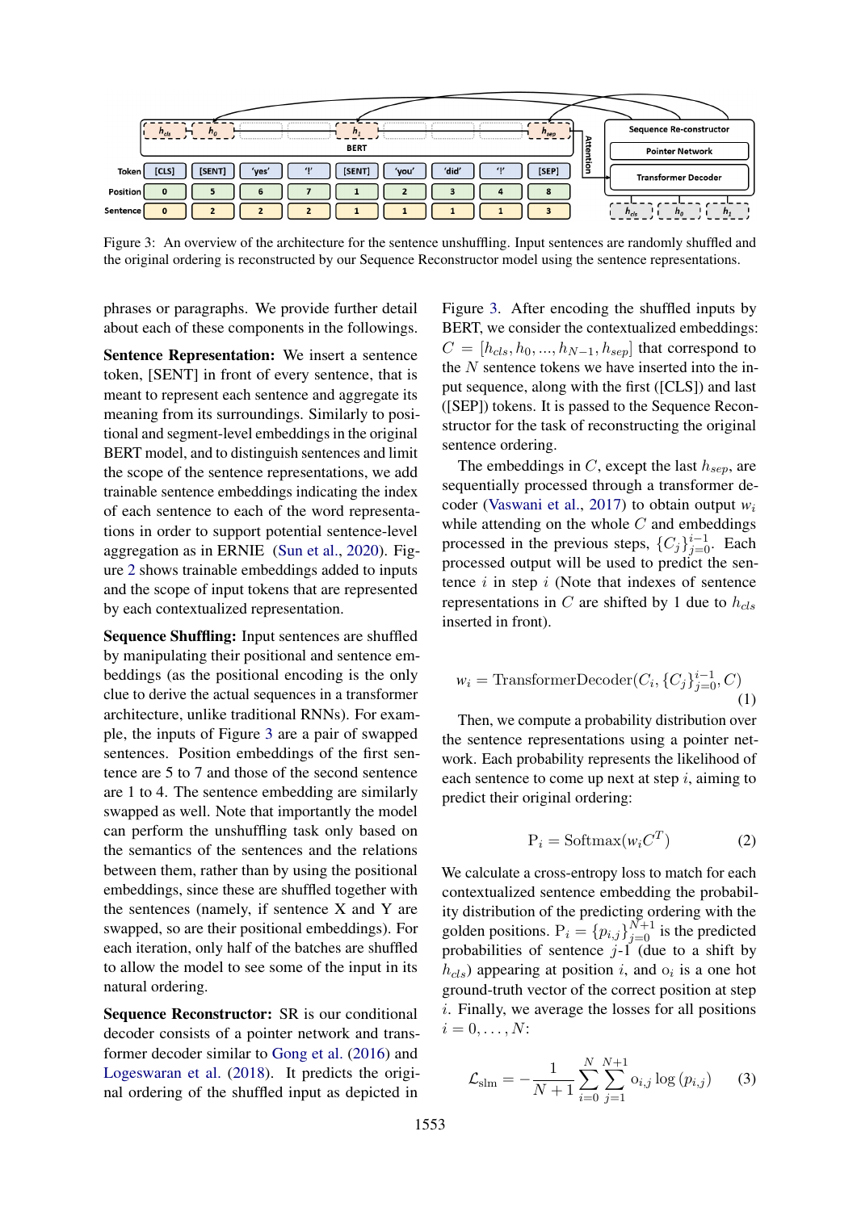Figure 3: An overview of the architecture for the sentence unshuffling. Input sentences are randomly shuffled and the original ordering is reconstructed by our Sequence Reconstructor model using the sentence representations.

phrases or paragraphs. We provide further detail about each of these components in the followings.

**Sentence Representation:** We insert a sentence token, [SENT] in front of every sentence, that is meant to represent each sentence and aggregate its meaning from its surroundings. Similarly to positional and segment-level embeddings in the original BERT model, and to distinguish sentences and limit the scope of the sentence representations, we add trainable sentence embeddings indicating the index of each sentence to each of the word representations in order to support potential sentence-level aggregation as in ERNIE (Sun et al., 2020). Figure 2 shows trainable embeddings added to inputs and the scope of input tokens that are represented by each contextualized representation.

**Sequence Shuffling:** Input sentences are shuffled by manipulating their positional and sentence embeddings (as the positional encoding is the only clue to derive the actual sequences in a transformer architecture, unlike traditional RNNs). For example, the inputs of Figure 3 are a pair of swapped sentences. Position embeddings of the first sentence are 5 to 7 and those of the second sentence are 1 to 4. The sentence embedding are similarly swapped as well. Note that importantly the model can perform the unshuffling task only based on the semantics of the sentences and the relations between them, rather than by using the positional embeddings, since these are shuffled together with the sentences (namely, if sentence X and Y are swapped, so are their positional embeddings). For each iteration, only half of the batches are shuffled to allow the model to see some of the input in its natural ordering.

**Sequence Reconstructor:** SR is our conditional decoder consists of a pointer network and transformer decoder similar to Gong et al. (2016) and Logeswaran et al. (2018). It predicts the original ordering of the shuffled input as depicted in Figure 3. After encoding the shuffled inputs by BERT, we consider the contextualized embeddings: $C = [h_{cls}, h_0, ..., h_{N-1}, h_{sep}]$ that correspond to the $N$ sentence tokens we have inserted into the input sequence, along with the first ([CLS]) and last ([SEP]) tokens. It is passed to the Sequence Reconstructor for the task of reconstructing the original sentence ordering.

The embeddings in $C$, except the last $h_{sep}$, are sequentially processed through a transformer decoder (Vaswani et al., 2017) to obtain output $w_i$ while attending on the whole $C$ and embeddings processed in the previous steps, $\{C_j\}_{j=0}^{i-1}$. Each processed output will be used to predict the sentence $i$ in step $i$ (Note that indexes of sentence representations in $C$ are shifted by 1 due to $h_{cls}$ inserted in front).

$$w_i = \text{TransformerDecoder}(C_i, \{C_j\}_{j=0}^{i-1}, C) \quad (1)$$

Then, we compute a probability distribution over the sentence representations using a pointer network. Each probability represents the likelihood of each sentence to come up next at step $i$, aiming to predict their original ordering:

$$\text{P}_i = \text{Softmax}(w_i C^T) \quad (2)$$

We calculate a cross-entropy loss to match for each contextualized sentence embedding the probability distribution of the predicting ordering with the golden positions. $\text{P}_i = \{p_{i,j}\}_{j=0}^{N+1}$ is the predicted probabilities of sentence $j$-1 (due to a shift by $h_{cls}$) appearing at position $i$, and $\text{o}_i$ is a one hot ground-truth vector of the correct position at step $i$. Finally, we average the losses for all positions $i = 0, \ldots, N$:

$$\mathcal{L}_{\text{slm}} = -\frac{1}{N+1} \sum_{i=0}^{N} \sum_{j=1}^{N+1} \text{o}_{i,j} \log{(p_{i,j})} \quad (3)$$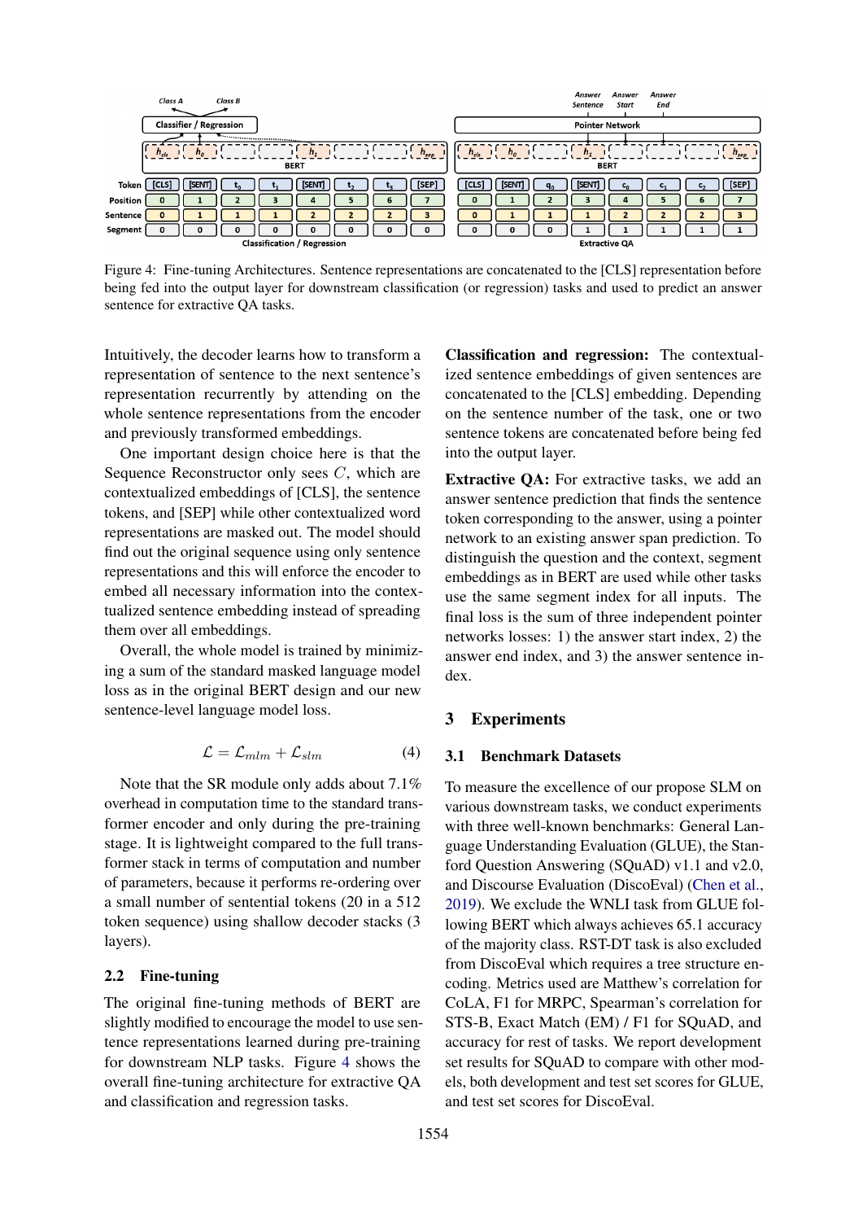Figure 4: Fine-tuning Architectures. Sentence representations are concatenated to the [CLS] representation before being fed into the output layer for downstream classification (or regression) tasks and used to predict an answer sentence for extractive QA tasks.

Intuitively, the decoder learns how to transform a representation of sentence to the next sentence's representation recurrently by attending on the whole sentence representations from the encoder and previously transformed embeddings.

One important design choice here is that the Sequence Reconstructor only sees $C$, which are contextualized embeddings of [CLS], the sentence tokens, and [SEP] while other contextualized word representations are masked out. The model should find out the original sequence using only sentence representations and this will enforce the encoder to embed all necessary information into the contextualized sentence embedding instead of spreading them over all embeddings.

Overall, the whole model is trained by minimizing a sum of the standard masked language model loss as in the original BERT design and our new sentence-level language model loss.

$$\mathcal{L} = \mathcal{L}_{mlm} + \mathcal{L}_{slm} \tag{4}$$

Note that the SR module only adds about 7.1% overhead in computation time to the standard transformer encoder and only during the pre-training stage. It is lightweight compared to the full transformer stack in terms of computation and number of parameters, because it performs re-ordering over a small number of sentential tokens (20 in a 512 token sequence) using shallow decoder stacks (3 layers).

## 2.2 Fine-tuning

The original fine-tuning methods of BERT are slightly modified to encourage the model to use sentence representations learned during pre-training for downstream NLP tasks. Figure 4 shows the overall fine-tuning architecture for extractive QA and classification and regression tasks.

**Classification and regression:** The contextualized sentence embeddings of given sentences are concatenated to the [CLS] embedding. Depending on the sentence number of the task, one or two sentence tokens are concatenated before being fed into the output layer.

**Extractive QA:** For extractive tasks, we add an answer sentence prediction that finds the sentence token corresponding to the answer, using a pointer network to an existing answer span prediction. To distinguish the question and the context, segment embeddings as in BERT are used while other tasks use the same segment index for all inputs. The final loss is the sum of three independent pointer networks losses: 1) the answer start index, 2) the answer end index, and 3) the answer sentence index.

# 3 Experiments

## 3.1 Benchmark Datasets

To measure the excellence of our propose SLM on various downstream tasks, we conduct experiments with three well-known benchmarks: General Language Understanding Evaluation (GLUE), the Stanford Question Answering (SQuAD) v1.1 and v2.0, and Discourse Evaluation (DiscoEval) (Chen et al., 2019). We exclude the WNLI task from GLUE following BERT which always achieves 65.1 accuracy of the majority class. RST-DT task is also excluded from DiscoEval which requires a tree structure encoding. Metrics used are Matthew's correlation for CoLA, F1 for MRPC, Spearman's correlation for STS-B, Exact Match (EM) / F1 for SQuAD, and accuracy for rest of tasks. We report development set results for SQuAD to compare with other models, both development and test set scores for GLUE, and test set scores for DiscoEval.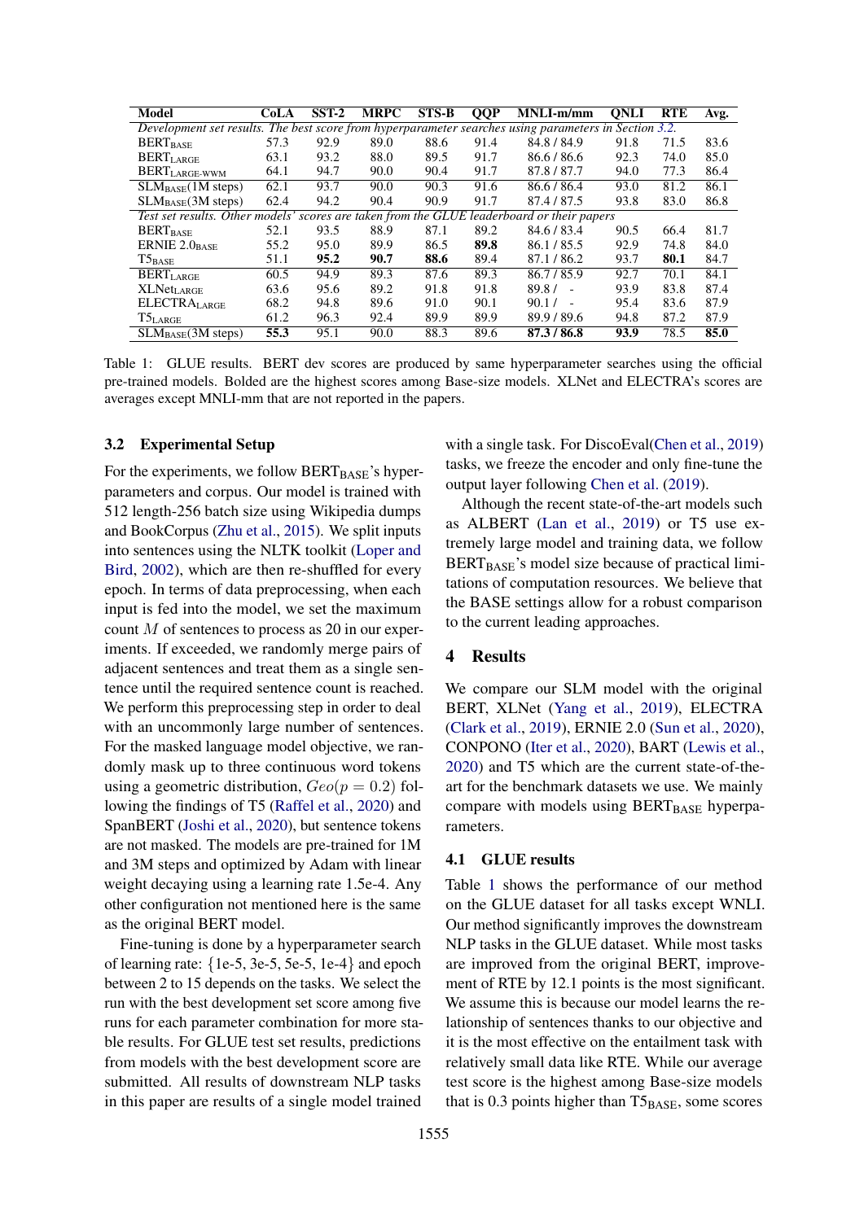| Model | CoLA | SST-2 | MRPC | STS-B | QQP | MNLI-m/mm | QNLI | RTE | Avg. |
|---|---|---|---|---|---|---|---|---|---|
| *Development set results. The best score from hyperparameter searches using parameters in Section 3.2.* | | | | | | | | | |
| $\text{BERT}_{\text{BASE}}$ | 57.3 | 92.9 | 89.0 | 88.6 | 91.4 | 84.8 / 84.9 | 91.8 | 71.5 | 83.6 |
| $\text{BERT}_{\text{LARGE}}$ | 63.1 | 93.2 | 88.0 | 89.5 | 91.7 | 86.6 / 86.6 | 92.3 | 74.0 | 85.0 |
| $\text{BERT}_{\text{LARGE-WWM}}$ | 64.1 | 94.7 | 90.0 | 90.4 | 91.7 | 87.8 / 87.7 | 94.0 | 77.3 | 86.4 |
| $\text{SLM}_{\text{BASE}}$(1M steps) | 62.1 | 93.7 | 90.0 | 90.3 | 91.6 | 86.6 / 86.4 | 93.0 | 81.2 | 86.1 |
| $\text{SLM}_{\text{BASE}}$(3M steps) | 62.4 | 94.2 | 90.4 | 90.9 | 91.7 | 87.4 / 87.5 | 93.8 | 83.0 | 86.8 |
| *Test set results. Other models' scores are taken from the GLUE leaderboard or their papers* | | | | | | | | | |
| $\text{BERT}_{\text{BASE}}$ | 52.1 | 93.5 | 88.9 | 87.1 | 89.2 | 84.6 / 83.4 | 90.5 | 66.4 | 81.7 |
| ERNIE $2.0_{\text{BASE}}$ | 55.2 | 95.0 | 89.9 | 86.5 | **89.8** | 86.1 / 85.5 | 92.9 | 74.8 | 84.0 |
| $\text{T5}_{\text{BASE}}$ | 51.1 | **95.2** | **90.7** | **88.6** | 89.4 | 87.1 / 86.2 | 93.7 | **80.1** | 84.7 |
| $\text{BERT}_{\text{LARGE}}$ | 60.5 | 94.9 | 89.3 | 87.6 | 89.3 | 86.7 / 85.9 | 92.7 | 70.1 | 84.1 |
| $\text{XLNet}_{\text{LARGE}}$ | 63.6 | 95.6 | 89.2 | 91.8 | 91.8 | 89.8 /  - | 93.9 | 83.8 | 87.4 |
| $\text{ELECTRA}_{\text{LARGE}}$ | 68.2 | 94.8 | 89.6 | 91.0 | 90.1 | 90.1 /  - | 95.4 | 83.6 | 87.9 |
| $\text{T5}_{\text{LARGE}}$ | 61.2 | 96.3 | 92.4 | 89.9 | 89.9 | 89.9 / 89.6 | 94.8 | 87.2 | 87.9 |
| $\text{SLM}_{\text{BASE}}$(3M steps) | **55.3** | 95.1 | 90.0 | 88.3 | 89.6 | **87.3 / 86.8** | **93.9** | 78.5 | **85.0** |

Table 1: GLUE results. BERT dev scores are produced by same hyperparameter searches using the official pre-trained models. Bolded are the highest scores among Base-size models. XLNet and ELECTRA's scores are averages except MNLI-mm that are not reported in the papers.

### 3.2 Experimental Setup

For the experiments, we follow $\text{BERT}_{\text{BASE}}$'s hyperparameters and corpus. Our model is trained with 512 length-256 batch size using Wikipedia dumps and BookCorpus (Zhu et al., 2015). We split inputs into sentences using the NLTK toolkit (Loper and Bird, 2002), which are then re-shuffled for every epoch. In terms of data preprocessing, when each input is fed into the model, we set the maximum count $M$ of sentences to process as 20 in our experiments. If exceeded, we randomly merge pairs of adjacent sentences and treat them as a single sentence until the required sentence count is reached. We perform this preprocessing step in order to deal with an uncommonly large number of sentences. For the masked language model objective, we randomly mask up to three continuous word tokens using a geometric distribution, $Geo(p = 0.2)$ following the findings of T5 (Raffel et al., 2020) and SpanBERT (Joshi et al., 2020), but sentence tokens are not masked. The models are pre-trained for 1M and 3M steps and optimized by Adam with linear weight decaying using a learning rate 1.5e-4. Any other configuration not mentioned here is the same as the original BERT model.

Fine-tuning is done by a hyperparameter search of learning rate: {1e-5, 3e-5, 5e-5, 1e-4} and epoch between 2 to 15 depends on the tasks. We select the run with the best development set score among five runs for each parameter combination for more stable results. For GLUE test set results, predictions from models with the best development score are submitted. All results of downstream NLP tasks in this paper are results of a single model trained with a single task. For DiscoEval(Chen et al., 2019) tasks, we freeze the encoder and only fine-tune the output layer following Chen et al. (2019).

Although the recent state-of-the-art models such as ALBERT (Lan et al., 2019) or T5 use extremely large model and training data, we follow $\text{BERT}_{\text{BASE}}$'s model size because of practical limitations of computation resources. We believe that the BASE settings allow for a robust comparison to the current leading approaches.

## 4 Results

We compare our SLM model with the original BERT, XLNet (Yang et al., 2019), ELECTRA (Clark et al., 2019), ERNIE 2.0 (Sun et al., 2020), CONPONO (Iter et al., 2020), BART (Lewis et al., 2020) and T5 which are the current state-of-the-art for the benchmark datasets we use. We mainly compare with models using $\text{BERT}_{\text{BASE}}$ hyperparameters.

### 4.1 GLUE results

Table 1 shows the performance of our method on the GLUE dataset for all tasks except WNLI. Our method significantly improves the downstream NLP tasks in the GLUE dataset. While most tasks are improved from the original BERT, improvement of RTE by 12.1 points is the most significant. We assume this is because our model learns the relationship of sentences thanks to our objective and it is the most effective on the entailment task with relatively small data like RTE. While our average test score is the highest among Base-size models that is 0.3 points higher than $\text{T5}_{\text{BASE}}$, some scores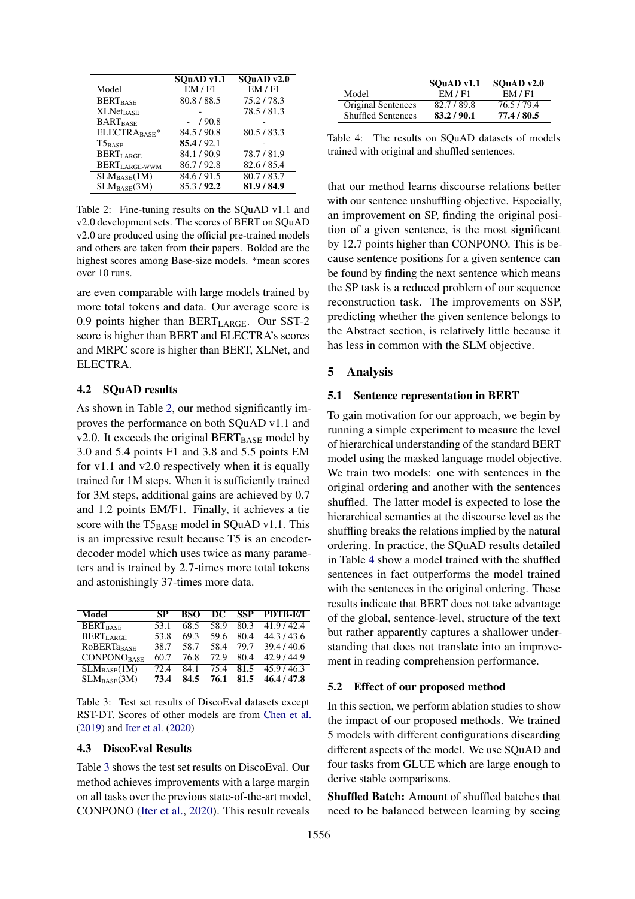| Model | SQuAD v1.1 | SQuAD v2.0 |
|---|---|---|
| | EM / F1 | EM / F1 |
| $BERT_{BASE}$ | 80.8 / 88.5 | 75.2 / 78.3 |
| $XLNet_{BASE}$ | - | 78.5 / 81.3 |
| $BART_{BASE}$ | - / 90.8 | - |
| $ELECTRA_{BASE}$* | 84.5 / 90.8 | 80.5 / 83.3 |
| $T5_{BASE}$ | **85.4** / 92.1 | - |
| $BERT_{LARGE}$ | 84.1 / 90.9 | 78.7 / 81.9 |
| $BERT_{LARGE\text{-}WWM}$ | 86.7 / 92.8 | 82.6 / 85.4 |
| $SLM_{BASE}$(1M) | 84.6 / 91.5 | 80.7 / 83.7 |
| $SLM_{BASE}$(3M) | 85.3 / **92.2** | **81.9 / 84.9** |

Table 2: Fine-tuning results on the SQuAD v1.1 and v2.0 development sets. The scores of BERT on SQuAD v2.0 are produced using the official pre-trained models and others are taken from their papers. Bolded are the highest scores among Base-size models. *mean scores over 10 runs.

are even comparable with large models trained by more total tokens and data. Our average score is 0.9 points higher than $BERT_{LARGE}$. Our SST-2 score is higher than BERT and ELECTRA's scores and MRPC score is higher than BERT, XLNet, and ELECTRA.

### 4.2 SQuAD results

As shown in Table 2, our method significantly improves the performance on both SQuAD v1.1 and v2.0. It exceeds the original $BERT_{BASE}$ model by 3.0 and 5.4 points F1 and 3.8 and 5.5 points EM for v1.1 and v2.0 respectively when it is equally trained for 1M steps. When it is sufficiently trained for 3M steps, additional gains are achieved by 0.7 and 1.2 points EM/F1. Finally, it achieves a tie score with the $T5_{BASE}$ model in SQuAD v1.1. This is an impressive result because T5 is an encoder-decoder model which uses twice as many parameters and is trained by 2.7-times more total tokens and astonishingly 37-times more data.

| Model | SP | BSO | DC | SSP | PDTB-E/I |
|---|---|---|---|---|---|
| $BERT_{BASE}$ | 53.1 | 68.5 | 58.9 | 80.3 | 41.9 / 42.4 |
| $BERT_{LARGE}$ | 53.8 | 69.3 | 59.6 | 80.4 | 44.3 / 43.6 |
| $RoBERTa_{BASE}$ | 38.7 | 58.7 | 58.4 | 79.7 | 39.4 / 40.6 |
| $CONPONO_{BASE}$ | 60.7 | 76.8 | 72.9 | 80.4 | 42.9 / 44.9 |
| $SLM_{BASE}$(1M) | 72.4 | 84.1 | 75.4 | **81.5** | 45.9 / 46.3 |
| $SLM_{BASE}$(3M) | **73.4** | **84.5** | **76.1** | **81.5** | **46.4 / 47.8** |

Table 3: Test set results of DiscoEval datasets except RST-DT. Scores of other models are from Chen et al. (2019) and Iter et al. (2020)

### 4.3 DiscoEval Results

Table 3 shows the test set results on DiscoEval. Our method achieves improvements with a large margin on all tasks over the previous state-of-the-art model, CONPONO (Iter et al., 2020). This result reveals that our method learns discourse relations better with our sentence unshuffling objective. Especially, an improvement on SP, finding the original position of a given sentence, is the most significant by 12.7 points higher than CONPONO. This is because sentence positions for a given sentence can be found by finding the next sentence which means the SP task is a reduced problem of our sequence reconstruction task. The improvements on SSP, predicting whether the given sentence belongs to the Abstract section, is relatively little because it has less in common with the SLM objective.

| Model | SQuAD v1.1 | SQuAD v2.0 |
|---|---|---|
| | EM / F1 | EM / F1 |
| Original Sentences | 82.7 / 89.8 | 76.5 / 79.4 |
| Shuffled Sentences | **83.2 / 90.1** | **77.4 / 80.5** |

Table 4: The results on SQuAD datasets of models trained with original and shuffled sentences.

## 5 Analysis

### 5.1 Sentence representation in BERT

To gain motivation for our approach, we begin by running a simple experiment to measure the level of hierarchical understanding of the standard BERT model using the masked language model objective. We train two models: one with sentences in the original ordering and another with the sentences shuffled. The latter model is expected to lose the hierarchical semantics at the discourse level as the shuffling breaks the relations implied by the natural ordering. In practice, the SQuAD results detailed in Table 4 show a model trained with the shuffled sentences in fact outperforms the model trained with the sentences in the original ordering. These results indicate that BERT does not take advantage of the global, sentence-level, structure of the text but rather apparently captures a shallower understanding that does not translate into an improvement in reading comprehension performance.

### 5.2 Effect of our proposed method

In this section, we perform ablation studies to show the impact of our proposed methods. We trained 5 models with different configurations discarding different aspects of the model. We use SQuAD and four tasks from GLUE which are large enough to derive stable comparisons.

**Shuffled Batch:** Amount of shuffled batches that need to be balanced between learning by seeing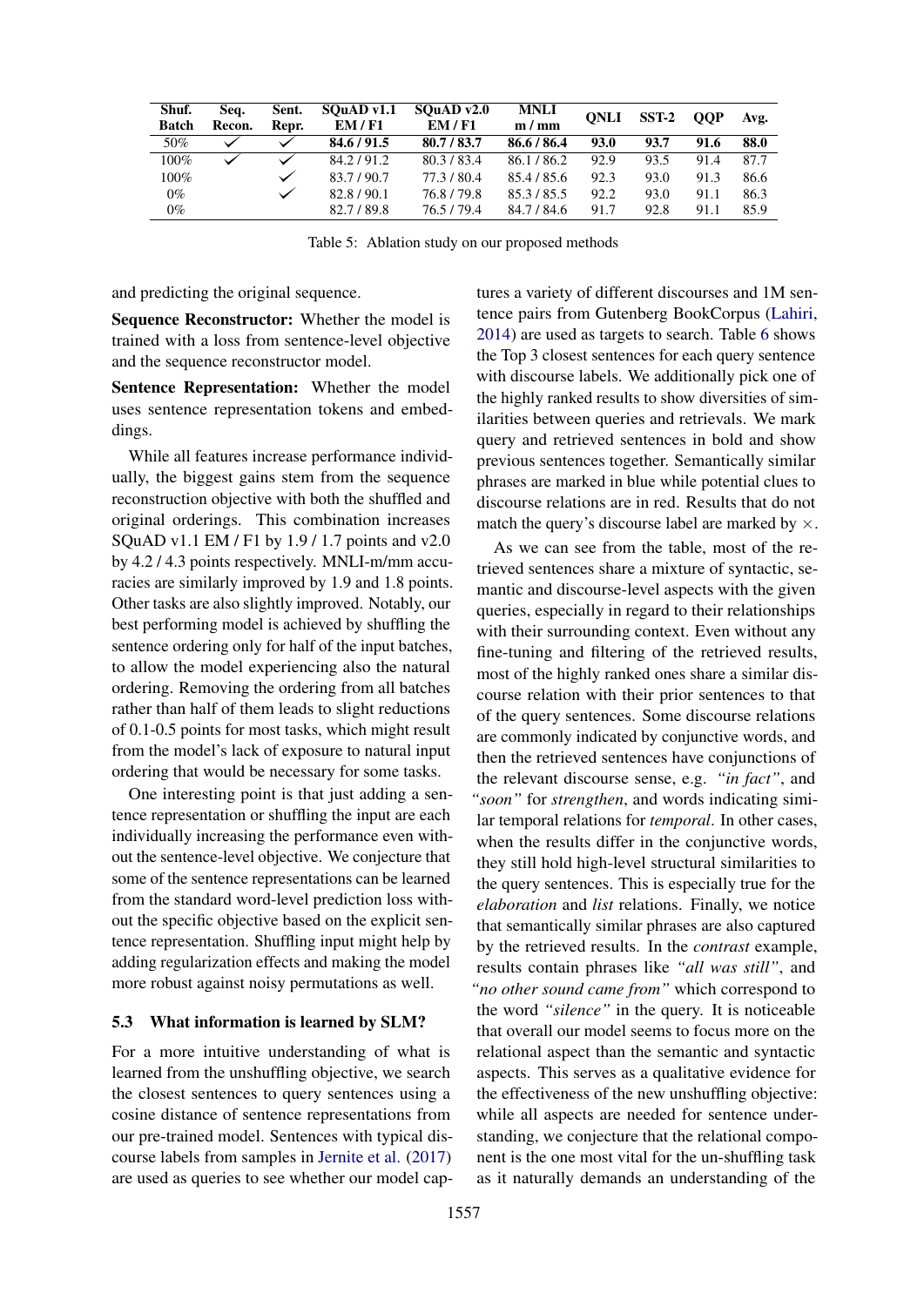| Shuf. Batch | Seq. Recon. | Sent. Repr. | SQuAD v1.1 EM / F1 | SQuAD v2.0 EM / F1 | MNLI m / mm | QNLI | SST-2 | QQP | Avg. |
|---|---|---|---|---|---|---|---|---|---|
| 50% | ✓ | ✓ | **84.6 / 91.5** | **80.7 / 83.7** | **86.6 / 86.4** | **93.0** | **93.7** | **91.6** | **88.0** |
| 100% | ✓ | ✓ | 84.2 / 91.2 | 80.3 / 83.4 | 86.1 / 86.2 | 92.9 | 93.5 | 91.4 | 87.7 |
| 100% | | ✓ | 83.7 / 90.7 | 77.3 / 80.4 | 85.4 / 85.6 | 92.3 | 93.0 | 91.3 | 86.6 |
| 0% | | ✓ | 82.8 / 90.1 | 76.8 / 79.8 | 85.3 / 85.5 | 92.2 | 93.0 | 91.1 | 86.3 |
| 0% | | | 82.7 / 89.8 | 76.5 / 79.4 | 84.7 / 84.6 | 91.7 | 92.8 | 91.1 | 85.9 |

Table 5: Ablation study on our proposed methods

and predicting the original sequence.

**Sequence Reconstructor:** Whether the model is trained with a loss from sentence-level objective and the sequence reconstructor model.

**Sentence Representation:** Whether the model uses sentence representation tokens and embeddings.

While all features increase performance individually, the biggest gains stem from the sequence reconstruction objective with both the shuffled and original orderings. This combination increases SQuAD v1.1 EM / F1 by 1.9 / 1.7 points and v2.0 by 4.2 / 4.3 points respectively. MNLI-m/mm accuracies are similarly improved by 1.9 and 1.8 points. Other tasks are also slightly improved. Notably, our best performing model is achieved by shuffling the sentence ordering only for half of the input batches, to allow the model experiencing also the natural ordering. Removing the ordering from all batches rather than half of them leads to slight reductions of 0.1-0.5 points for most tasks, which might result from the model's lack of exposure to natural input ordering that would be necessary for some tasks.

One interesting point is that just adding a sentence representation or shuffling the input are each individually increasing the performance even without the sentence-level objective. We conjecture that some of the sentence representations can be learned from the standard word-level prediction loss without the specific objective based on the explicit sentence representation. Shuffling input might help by adding regularization effects and making the model more robust against noisy permutations as well.

### 5.3 What information is learned by SLM?

For a more intuitive understanding of what is learned from the unshuffling objective, we search the closest sentences to query sentences using a cosine distance of sentence representations from our pre-trained model. Sentences with typical discourse labels from samples in Jernite et al. (2017) are used as queries to see whether our model captures a variety of different discourses and 1M sentence pairs from Gutenberg BookCorpus (Lahiri, 2014) are used as targets to search. Table 6 shows the Top 3 closest sentences for each query sentence with discourse labels. We additionally pick one of the highly ranked results to show diversities of similarities between queries and retrievals. We mark query and retrieved sentences in bold and show previous sentences together. Semantically similar phrases are marked in blue while potential clues to discourse relations are in red. Results that do not match the query's discourse label are marked by ×.

As we can see from the table, most of the retrieved sentences share a mixture of syntactic, semantic and discourse-level aspects with the given queries, especially in regard to their relationships with their surrounding context. Even without any fine-tuning and filtering of the retrieved results, most of the highly ranked ones share a similar discourse relation with their prior sentences to that of the query sentences. Some discourse relations are commonly indicated by conjunctive words, and then the retrieved sentences have conjunctions of the relevant discourse sense, e.g. *"in fact"*, and *"soon"* for *strengthen*, and words indicating similar temporal relations for *temporal*. In other cases, when the results differ in the conjunctive words, they still hold high-level structural similarities to the query sentences. This is especially true for the *elaboration* and *list* relations. Finally, we notice that semantically similar phrases are also captured by the retrieved results. In the *contrast* example, results contain phrases like *"all was still"*, and *"no other sound came from"* which correspond to the word *"silence"* in the query. It is noticeable that overall our model seems to focus more on the relational aspect than the semantic and syntactic aspects. This serves as a qualitative evidence for the effectiveness of the new unshuffling objective: while all aspects are needed for sentence understanding, we conjecture that the relational component is the one most vital for the un-shuffling task as it naturally demands an understanding of the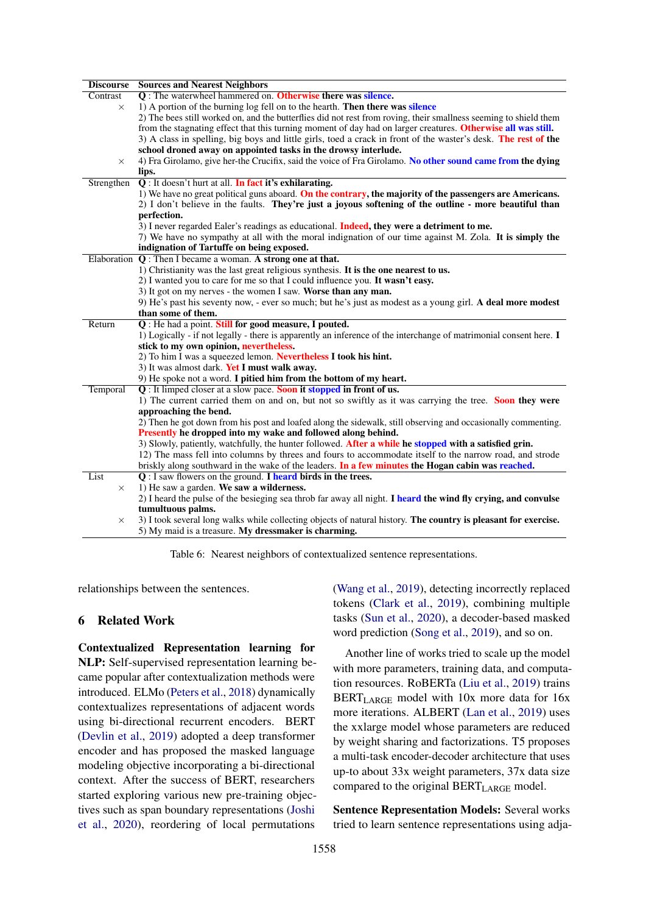| Discourse | Sources and Nearest Neighbors |
|---|---|
| Contrast | **Q** : The waterwheel hammered on. **Otherwise there was silence.** |
| × | 1) A portion of the burning log fell on to the hearth. **Then there was silence** |
| | 2) The bees still worked on, and the butterflies did not rest from roving, their smallness seeming to shield them from the stagnating effect that this turning moment of day had on larger creatures. **Otherwise all was still.** |
| | 3) A class in spelling, big boys and little girls, toed a crack in front of the waster's desk. **The rest of the school droned away on appointed tasks in the drowsy interlude.** |
| × | 4) Fra Girolamo, give her-the Crucifix, said the voice of Fra Girolamo. **No other sound came from the dying lips.** |
| Strengthen | **Q** : It doesn't hurt at all. **In fact it's exhilarating.** |
| | 1) We have no great political guns aboard. **On the contrary, the majority of the passengers are Americans.** |
| | 2) I don't believe in the faults. **They're just a joyous softening of the outline - more beautiful than perfection.** |
| | 3) I never regarded Ealer's readings as educational. **Indeed, they were a detriment to me.** |
| | 7) We have no sympathy at all with the moral indignation of our time against M. Zola. **It is simply the indignation of Tartuffe on being exposed.** |
| Elaboration | **Q** : Then I became a woman. **A strong one at that.** |
| | 1) Christianity was the last great religious synthesis. **It is the one nearest to us.** |
| | 2) I wanted you to care for me so that I could influence you. **It wasn't easy.** |
| | 3) It got on my nerves - the women I saw. **Worse than any man.** |
| | 9) He's past his seventy now, - ever so much; but he's just as modest as a young girl. **A deal more modest than some of them.** |
| Return | **Q** : He had a point. **Still for good measure, I pouted.** |
| | 1) Logically - if not legally - there is apparently an inference of the interchange of matrimonial consent here. **I stick to my own opinion, nevertheless.** |
| | 2) To him I was a squeezed lemon. **Nevertheless I took his hint.** |
| | 3) It was almost dark. **Yet I must walk away.** |
| | 9) He spoke not a word. **I pitied him from the bottom of my heart.** |
| Temporal | **Q** : It limped closer at a slow pace. **Soon it stopped in front of us.** |
| | 1) The current carried them on and on, but not so swiftly as it was carrying the tree. **Soon they were approaching the bend.** |
| | 2) Then he got down from his post and loafed along the sidewalk, still observing and occasionally commenting. **Presently he dropped into my wake and followed along behind.** |
| | 3) Slowly, patiently, watchfully, the hunter followed. **After a while he stopped with a satisfied grin.** |
| | 12) The mass fell into columns by threes and fours to accommodate itself to the narrow road, and strode briskly along southward in the wake of the leaders. **In a few minutes the Hogan cabin was reached.** |
| List | **Q** : I saw flowers on the ground. **I heard birds in the trees.** |
| × | 1) He saw a garden. **We saw a wilderness.** |
| | 2) I heard the pulse of the besieging sea throb far away all night. **I heard the wind fly crying, and convulse tumultuous palms.** |
| × | 3) I took several long walks while collecting objects of natural history. **The country is pleasant for exercise.** |
| | 5) My maid is a treasure. **My dressmaker is charming.** |

Table 6: Nearest neighbors of contextualized sentence representations.

relationships between the sentences.

## 6 Related Work

**Contextualized Representation learning for NLP:** Self-supervised representation learning became popular after contextualization methods were introduced. ELMo (Peters et al., 2018) dynamically contextualizes representations of adjacent words using bi-directional recurrent encoders. BERT (Devlin et al., 2019) adopted a deep transformer encoder and has proposed the masked language modeling objective incorporating a bi-directional context. After the success of BERT, researchers started exploring various new pre-training objectives such as span boundary representations (Joshi et al., 2020), reordering of local permutations (Wang et al., 2019), detecting incorrectly replaced tokens (Clark et al., 2019), combining multiple tasks (Sun et al., 2020), a decoder-based masked word prediction (Song et al., 2019), and so on.

Another line of works tried to scale up the model with more parameters, training data, and computation resources. RoBERTa (Liu et al., 2019) trains $\text{BERT}_{\text{LARGE}}$ model with 10x more data for 16x more iterations. ALBERT (Lan et al., 2019) uses the xxlarge model whose parameters are reduced by weight sharing and factorizations. T5 proposes a multi-task encoder-decoder architecture that uses up-to about 33x weight parameters, 37x data size compared to the original $\text{BERT}_{\text{LARGE}}$ model.

**Sentence Representation Models:** Several works tried to learn sentence representations using adja-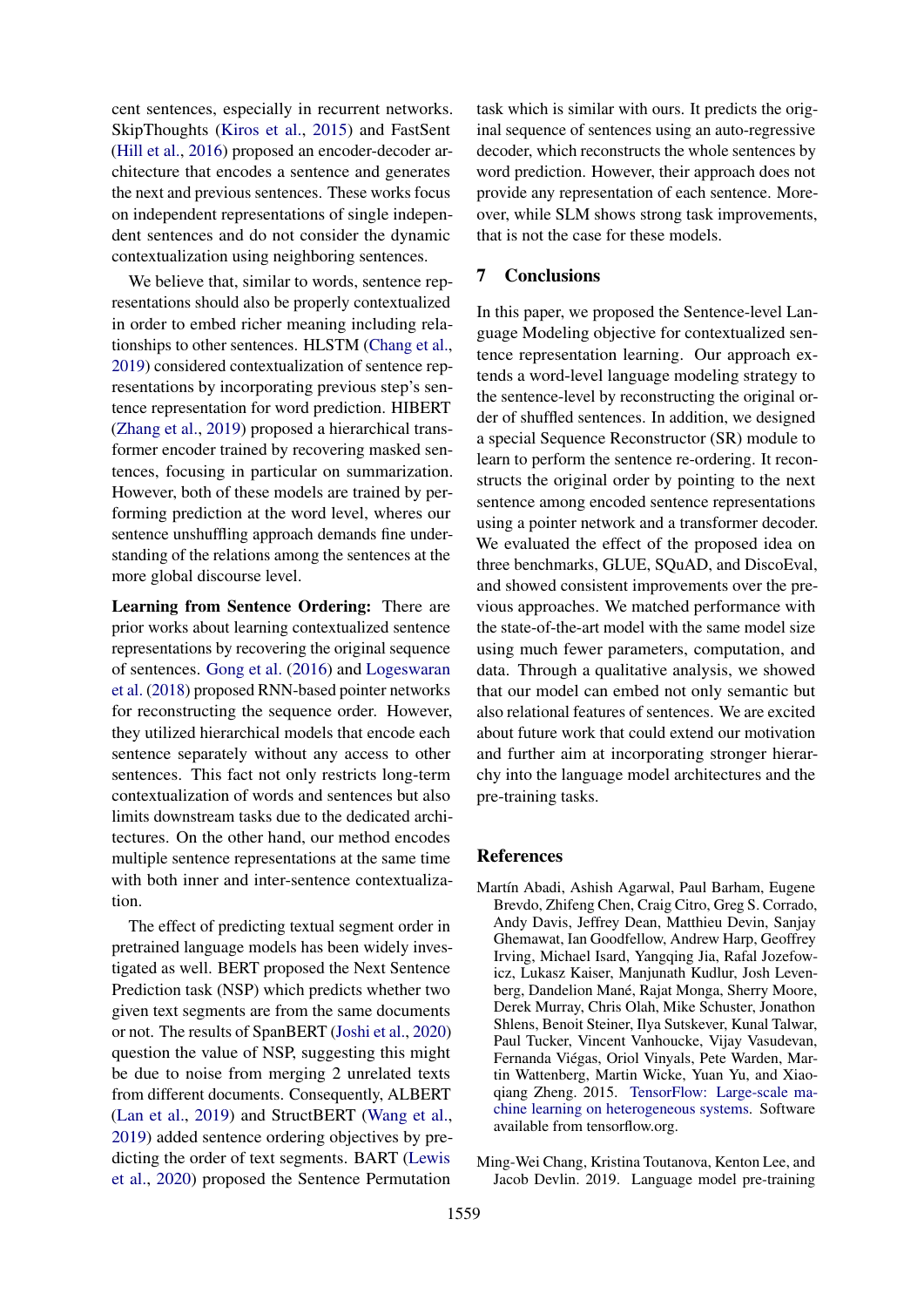cent sentences, especially in recurrent networks. SkipThoughts (Kiros et al., 2015) and FastSent (Hill et al., 2016) proposed an encoder-decoder architecture that encodes a sentence and generates the next and previous sentences. These works focus on independent representations of single independent sentences and do not consider the dynamic contextualization using neighboring sentences.

We believe that, similar to words, sentence representations should also be properly contextualized in order to embed richer meaning including relationships to other sentences. HLSTM (Chang et al., 2019) considered contextualization of sentence representations by incorporating previous step's sentence representation for word prediction. HIBERT (Zhang et al., 2019) proposed a hierarchical transformer encoder trained by recovering masked sentences, focusing in particular on summarization. However, both of these models are trained by performing prediction at the word level, wheres our sentence unshuffling approach demands fine understanding of the relations among the sentences at the more global discourse level.

**Learning from Sentence Ordering:** There are prior works about learning contextualized sentence representations by recovering the original sequence of sentences. Gong et al. (2016) and Logeswaran et al. (2018) proposed RNN-based pointer networks for reconstructing the sequence order. However, they utilized hierarchical models that encode each sentence separately without any access to other sentences. This fact not only restricts long-term contextualization of words and sentences but also limits downstream tasks due to the dedicated architectures. On the other hand, our method encodes multiple sentence representations at the same time with both inner and inter-sentence contextualization.

The effect of predicting textual segment order in pretrained language models has been widely investigated as well. BERT proposed the Next Sentence Prediction task (NSP) which predicts whether two given text segments are from the same documents or not. The results of SpanBERT (Joshi et al., 2020) question the value of NSP, suggesting this might be due to noise from merging 2 unrelated texts from different documents. Consequently, ALBERT (Lan et al., 2019) and StructBERT (Wang et al., 2019) added sentence ordering objectives by predicting the order of text segments. BART (Lewis et al., 2020) proposed the Sentence Permutation task which is similar with ours. It predicts the original sequence of sentences using an auto-regressive decoder, which reconstructs the whole sentences by word prediction. However, their approach does not provide any representation of each sentence. Moreover, while SLM shows strong task improvements, that is not the case for these models.

## 7 Conclusions

In this paper, we proposed the Sentence-level Language Modeling objective for contextualized sentence representation learning. Our approach extends a word-level language modeling strategy to the sentence-level by reconstructing the original order of shuffled sentences. In addition, we designed a special Sequence Reconstructor (SR) module to learn to perform the sentence re-ordering. It reconstructs the original order by pointing to the next sentence among encoded sentence representations using a pointer network and a transformer decoder. We evaluated the effect of the proposed idea on three benchmarks, GLUE, SQuAD, and DiscoEval, and showed consistent improvements over the previous approaches. We matched performance with the state-of-the-art model with the same model size using much fewer parameters, computation, and data. Through a qualitative analysis, we showed that our model can embed not only semantic but also relational features of sentences. We are excited about future work that could extend our motivation and further aim at incorporating stronger hierarchy into the language model architectures and the pre-training tasks.

## References

Martín Abadi, Ashish Agarwal, Paul Barham, Eugene Brevdo, Zhifeng Chen, Craig Citro, Greg S. Corrado, Andy Davis, Jeffrey Dean, Matthieu Devin, Sanjay Ghemawat, Ian Goodfellow, Andrew Harp, Geoffrey Irving, Michael Isard, Yangqing Jia, Rafal Jozefowicz, Lukasz Kaiser, Manjunath Kudlur, Josh Levenberg, Dandelion Mané, Rajat Monga, Sherry Moore, Derek Murray, Chris Olah, Mike Schuster, Jonathon Shlens, Benoit Steiner, Ilya Sutskever, Kunal Talwar, Paul Tucker, Vincent Vanhoucke, Vijay Vasudevan, Fernanda Viégas, Oriol Vinyals, Pete Warden, Martin Wattenberg, Martin Wicke, Yuan Yu, and Xiaoqiang Zheng. 2015. TensorFlow: Large-scale machine learning on heterogeneous systems. Software available from tensorflow.org.

Ming-Wei Chang, Kristina Toutanova, Kenton Lee, and Jacob Devlin. 2019. Language model pre-training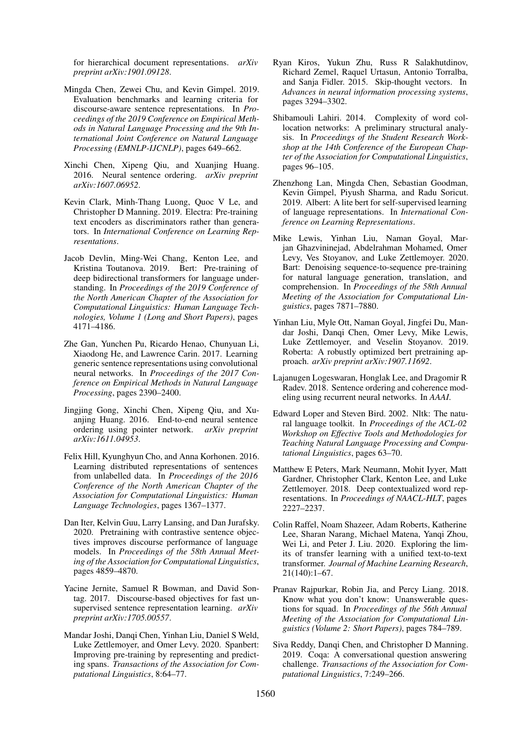for hierarchical document representations. *arXiv preprint arXiv:1901.09128*.

Mingda Chen, Zewei Chu, and Kevin Gimpel. 2019. Evaluation benchmarks and learning criteria for discourse-aware sentence representations. In *Proceedings of the 2019 Conference on Empirical Methods in Natural Language Processing and the 9th International Joint Conference on Natural Language Processing (EMNLP-IJCNLP)*, pages 649–662.

Xinchi Chen, Xipeng Qiu, and Xuanjing Huang. 2016. Neural sentence ordering. *arXiv preprint arXiv:1607.06952*.

Kevin Clark, Minh-Thang Luong, Quoc V Le, and Christopher D Manning. 2019. Electra: Pre-training text encoders as discriminators rather than generators. In *International Conference on Learning Representations*.

Jacob Devlin, Ming-Wei Chang, Kenton Lee, and Kristina Toutanova. 2019. Bert: Pre-training of deep bidirectional transformers for language understanding. In *Proceedings of the 2019 Conference of the North American Chapter of the Association for Computational Linguistics: Human Language Technologies, Volume 1 (Long and Short Papers)*, pages 4171–4186.

Zhe Gan, Yunchen Pu, Ricardo Henao, Chunyuan Li, Xiaodong He, and Lawrence Carin. 2017. Learning generic sentence representations using convolutional neural networks. In *Proceedings of the 2017 Conference on Empirical Methods in Natural Language Processing*, pages 2390–2400.

Jingjing Gong, Xinchi Chen, Xipeng Qiu, and Xuanjing Huang. 2016. End-to-end neural sentence ordering using pointer network. *arXiv preprint arXiv:1611.04953*.

Felix Hill, Kyunghyun Cho, and Anna Korhonen. 2016. Learning distributed representations of sentences from unlabelled data. In *Proceedings of the 2016 Conference of the North American Chapter of the Association for Computational Linguistics: Human Language Technologies*, pages 1367–1377.

Dan Iter, Kelvin Guu, Larry Lansing, and Dan Jurafsky. 2020. Pretraining with contrastive sentence objectives improves discourse performance of language models. In *Proceedings of the 58th Annual Meeting of the Association for Computational Linguistics*, pages 4859–4870.

Yacine Jernite, Samuel R Bowman, and David Sontag. 2017. Discourse-based objectives for fast unsupervised sentence representation learning. *arXiv preprint arXiv:1705.00557*.

Mandar Joshi, Danqi Chen, Yinhan Liu, Daniel S Weld, Luke Zettlemoyer, and Omer Levy. 2020. Spanbert: Improving pre-training by representing and predicting spans. *Transactions of the Association for Computational Linguistics*, 8:64–77.

Ryan Kiros, Yukun Zhu, Russ R Salakhutdinov, Richard Zemel, Raquel Urtasun, Antonio Torralba, and Sanja Fidler. 2015. Skip-thought vectors. In *Advances in neural information processing systems*, pages 3294–3302.

Shibamouli Lahiri. 2014. Complexity of word collocation networks: A preliminary structural analysis. In *Proceedings of the Student Research Workshop at the 14th Conference of the European Chapter of the Association for Computational Linguistics*, pages 96–105.

Zhenzhong Lan, Mingda Chen, Sebastian Goodman, Kevin Gimpel, Piyush Sharma, and Radu Soricut. 2019. Albert: A lite bert for self-supervised learning of language representations. In *International Conference on Learning Representations*.

Mike Lewis, Yinhan Liu, Naman Goyal, Marjan Ghazvininejad, Abdelrahman Mohamed, Omer Levy, Ves Stoyanov, and Luke Zettlemoyer. 2020. Bart: Denoising sequence-to-sequence pre-training for natural language generation, translation, and comprehension. In *Proceedings of the 58th Annual Meeting of the Association for Computational Linguistics*, pages 7871–7880.

Yinhan Liu, Myle Ott, Naman Goyal, Jingfei Du, Mandar Joshi, Danqi Chen, Omer Levy, Mike Lewis, Luke Zettlemoyer, and Veselin Stoyanov. 2019. Roberta: A robustly optimized bert pretraining approach. *arXiv preprint arXiv:1907.11692*.

Lajanugen Logeswaran, Honglak Lee, and Dragomir R Radev. 2018. Sentence ordering and coherence modeling using recurrent neural networks. In *AAAI*.

Edward Loper and Steven Bird. 2002. Nltk: The natural language toolkit. In *Proceedings of the ACL-02 Workshop on Effective Tools and Methodologies for Teaching Natural Language Processing and Computational Linguistics*, pages 63–70.

Matthew E Peters, Mark Neumann, Mohit Iyyer, Matt Gardner, Christopher Clark, Kenton Lee, and Luke Zettlemoyer. 2018. Deep contextualized word representations. In *Proceedings of NAACL-HLT*, pages 2227–2237.

Colin Raffel, Noam Shazeer, Adam Roberts, Katherine Lee, Sharan Narang, Michael Matena, Yanqi Zhou, Wei Li, and Peter J. Liu. 2020. Exploring the limits of transfer learning with a unified text-to-text transformer. *Journal of Machine Learning Research*, 21(140):1–67.

Pranav Rajpurkar, Robin Jia, and Percy Liang. 2018. Know what you don't know: Unanswerable questions for squad. In *Proceedings of the 56th Annual Meeting of the Association for Computational Linguistics (Volume 2: Short Papers)*, pages 784–789.

Siva Reddy, Danqi Chen, and Christopher D Manning. 2019. Coqa: A conversational question answering challenge. *Transactions of the Association for Computational Linguistics*, 7:249–266.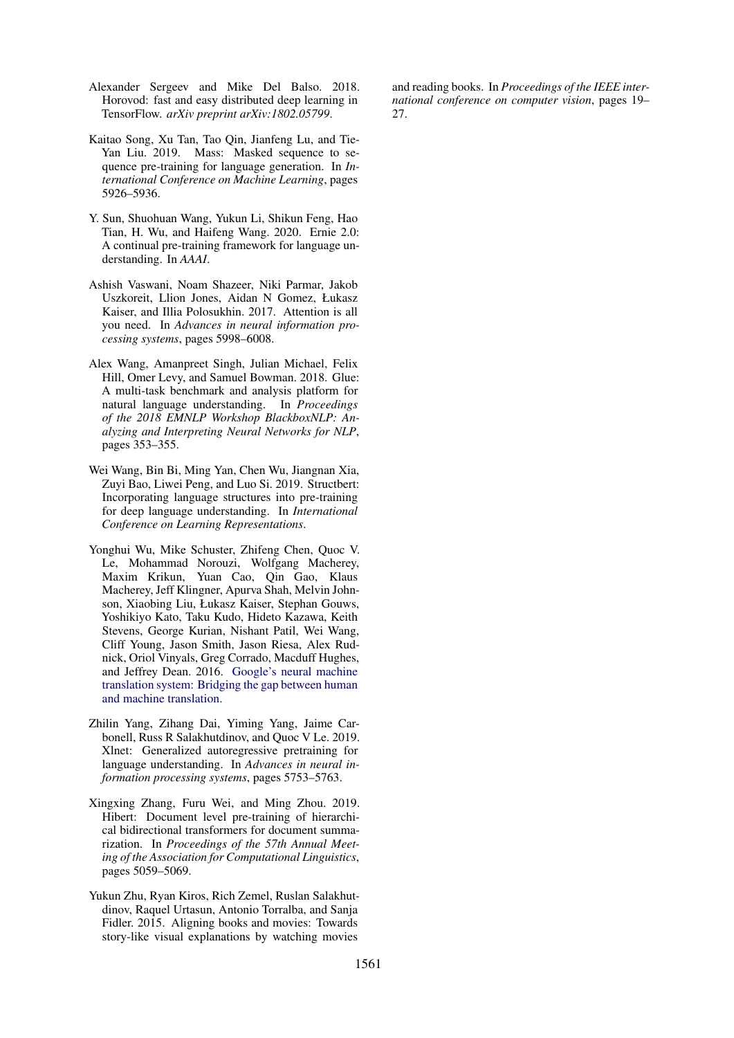Alexander Sergeev and Mike Del Balso. 2018. Horovod: fast and easy distributed deep learning in TensorFlow. *arXiv preprint arXiv:1802.05799*.

Kaitao Song, Xu Tan, Tao Qin, Jianfeng Lu, and Tie-Yan Liu. 2019. Mass: Masked sequence to sequence pre-training for language generation. In *International Conference on Machine Learning*, pages 5926–5936.

Y. Sun, Shuohuan Wang, Yukun Li, Shikun Feng, Hao Tian, H. Wu, and Haifeng Wang. 2020. Ernie 2.0: A continual pre-training framework for language understanding. In *AAAI*.

Ashish Vaswani, Noam Shazeer, Niki Parmar, Jakob Uszkoreit, Llion Jones, Aidan N Gomez, Łukasz Kaiser, and Illia Polosukhin. 2017. Attention is all you need. In *Advances in neural information processing systems*, pages 5998–6008.

Alex Wang, Amanpreet Singh, Julian Michael, Felix Hill, Omer Levy, and Samuel Bowman. 2018. Glue: A multi-task benchmark and analysis platform for natural language understanding. In *Proceedings of the 2018 EMNLP Workshop BlackboxNLP: Analyzing and Interpreting Neural Networks for NLP*, pages 353–355.

Wei Wang, Bin Bi, Ming Yan, Chen Wu, Jiangnan Xia, Zuyi Bao, Liwei Peng, and Luo Si. 2019. Structbert: Incorporating language structures into pre-training for deep language understanding. In *International Conference on Learning Representations*.

Yonghui Wu, Mike Schuster, Zhifeng Chen, Quoc V. Le, Mohammad Norouzi, Wolfgang Macherey, Maxim Krikun, Yuan Cao, Qin Gao, Klaus Macherey, Jeff Klingner, Apurva Shah, Melvin Johnson, Xiaobing Liu, Łukasz Kaiser, Stephan Gouws, Yoshikiyo Kato, Taku Kudo, Hideto Kazawa, Keith Stevens, George Kurian, Nishant Patil, Wei Wang, Cliff Young, Jason Smith, Jason Riesa, Alex Rudnick, Oriol Vinyals, Greg Corrado, Macduff Hughes, and Jeffrey Dean. 2016. Google's neural machine translation system: Bridging the gap between human and machine translation.

Zhilin Yang, Zihang Dai, Yiming Yang, Jaime Carbonell, Russ R Salakhutdinov, and Quoc V Le. 2019. Xlnet: Generalized autoregressive pretraining for language understanding. In *Advances in neural information processing systems*, pages 5753–5763.

Xingxing Zhang, Furu Wei, and Ming Zhou. 2019. Hibert: Document level pre-training of hierarchical bidirectional transformers for document summarization. In *Proceedings of the 57th Annual Meeting of the Association for Computational Linguistics*, pages 5059–5069.

Yukun Zhu, Ryan Kiros, Rich Zemel, Ruslan Salakhutdinov, Raquel Urtasun, Antonio Torralba, and Sanja Fidler. 2015. Aligning books and movies: Towards story-like visual explanations by watching movies and reading books. In *Proceedings of the IEEE international conference on computer vision*, pages 19–27.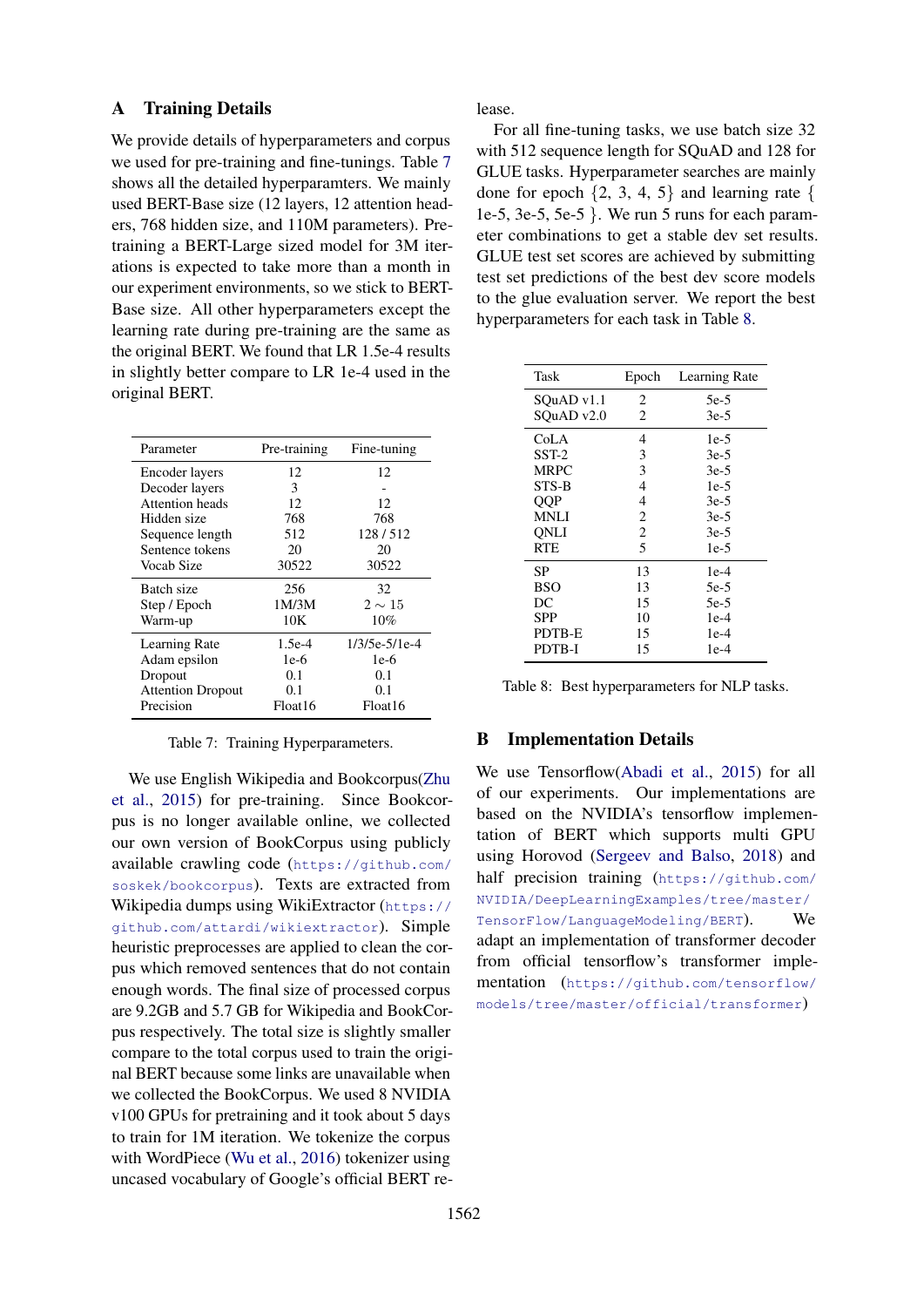## A Training Details

We provide details of hyperparameters and corpus we used for pre-training and fine-tunings. Table 7 shows all the detailed hyperparamters. We mainly used BERT-Base size (12 layers, 12 attention headers, 768 hidden size, and 110M parameters). Pre-training a BERT-Large sized model for 3M iterations is expected to take more than a month in our experiment environments, so we stick to BERT-Base size. All other hyperparameters except the learning rate during pre-training are the same as the original BERT. We found that LR 1.5e-4 results in slightly better compare to LR 1e-4 used in the original BERT.

| Parameter | Pre-training | Fine-tuning |
|---|---|---|
| Encoder layers | 12 | 12 |
| Decoder layers | 3 | - |
| Attention heads | 12 | 12 |
| Hidden size | 768 | 768 |
| Sequence length | 512 | 128 / 512 |
| Sentence tokens | 20 | 20 |
| Vocab Size | 30522 | 30522 |
| Batch size | 256 | 32 |
| Step / Epoch | 1M/3M | $2 \sim 15$ |
| Warm-up | 10K | 10% |
| Learning Rate | 1.5e-4 | 1/3/5e-5/1e-4 |
| Adam epsilon | 1e-6 | 1e-6 |
| Dropout | 0.1 | 0.1 |
| Attention Dropout | 0.1 | 0.1 |
| Precision | Float16 | Float16 |

Table 7: Training Hyperparameters.

We use English Wikipedia and Bookcorpus(Zhu et al., 2015) for pre-training. Since Bookcorpus is no longer available online, we collected our own version of BookCorpus using publicly available crawling code (https://github.com/soskek/bookcorpus). Texts are extracted from Wikipedia dumps using WikiExtractor (https://github.com/attardi/wikiextractor). Simple heuristic preprocesses are applied to clean the corpus which removed sentences that do not contain enough words. The final size of processed corpus are 9.2GB and 5.7 GB for Wikipedia and BookCorpus respectively. The total size is slightly smaller compare to the total corpus used to train the original BERT because some links are unavailable when we collected the BookCorpus. We used 8 NVIDIA v100 GPUs for pretraining and it took about 5 days to train for 1M iteration. We tokenize the corpus with WordPiece (Wu et al., 2016) tokenizer using uncased vocabulary of Google's official BERT release.

For all fine-tuning tasks, we use batch size 32 with 512 sequence length for SQuAD and 128 for GLUE tasks. Hyperparameter searches are mainly done for epoch {2, 3, 4, 5} and learning rate { 1e-5, 3e-5, 5e-5 }. We run 5 runs for each parameter combinations to get a stable dev set results. GLUE test set scores are achieved by submitting test set predictions of the best dev score models to the glue evaluation server. We report the best hyperparameters for each task in Table 8.

| Task | Epoch | Learning Rate |
|---|---|---|
| SQuAD v1.1 | 2 | 5e-5 |
| SQuAD v2.0 | 2 | 3e-5 |
| CoLA | 4 | 1e-5 |
| SST-2 | 3 | 3e-5 |
| MRPC | 3 | 3e-5 |
| STS-B | 4 | 1e-5 |
| QQP | 4 | 3e-5 |
| MNLI | 2 | 3e-5 |
| QNLI | 2 | 3e-5 |
| RTE | 5 | 1e-5 |
| SP | 13 | 1e-4 |
| BSO | 13 | 5e-5 |
| DC | 15 | 5e-5 |
| SPP | 10 | 1e-4 |
| PDTB-E | 15 | 1e-4 |
| PDTB-I | 15 | 1e-4 |

Table 8: Best hyperparameters for NLP tasks.

## B Implementation Details

We use Tensorflow(Abadi et al., 2015) for all of our experiments. Our implementations are based on the NVIDIA's tensorflow implementation of BERT which supports multi GPU using Horovod (Sergeev and Balso, 2018) and half precision training (https://github.com/NVIDIA/DeepLearningExamples/tree/master/TensorFlow/LanguageModeling/BERT). We adapt an implementation of transformer decoder from official tensorflow's transformer implementation (https://github.com/tensorflow/models/tree/master/official/transformer)